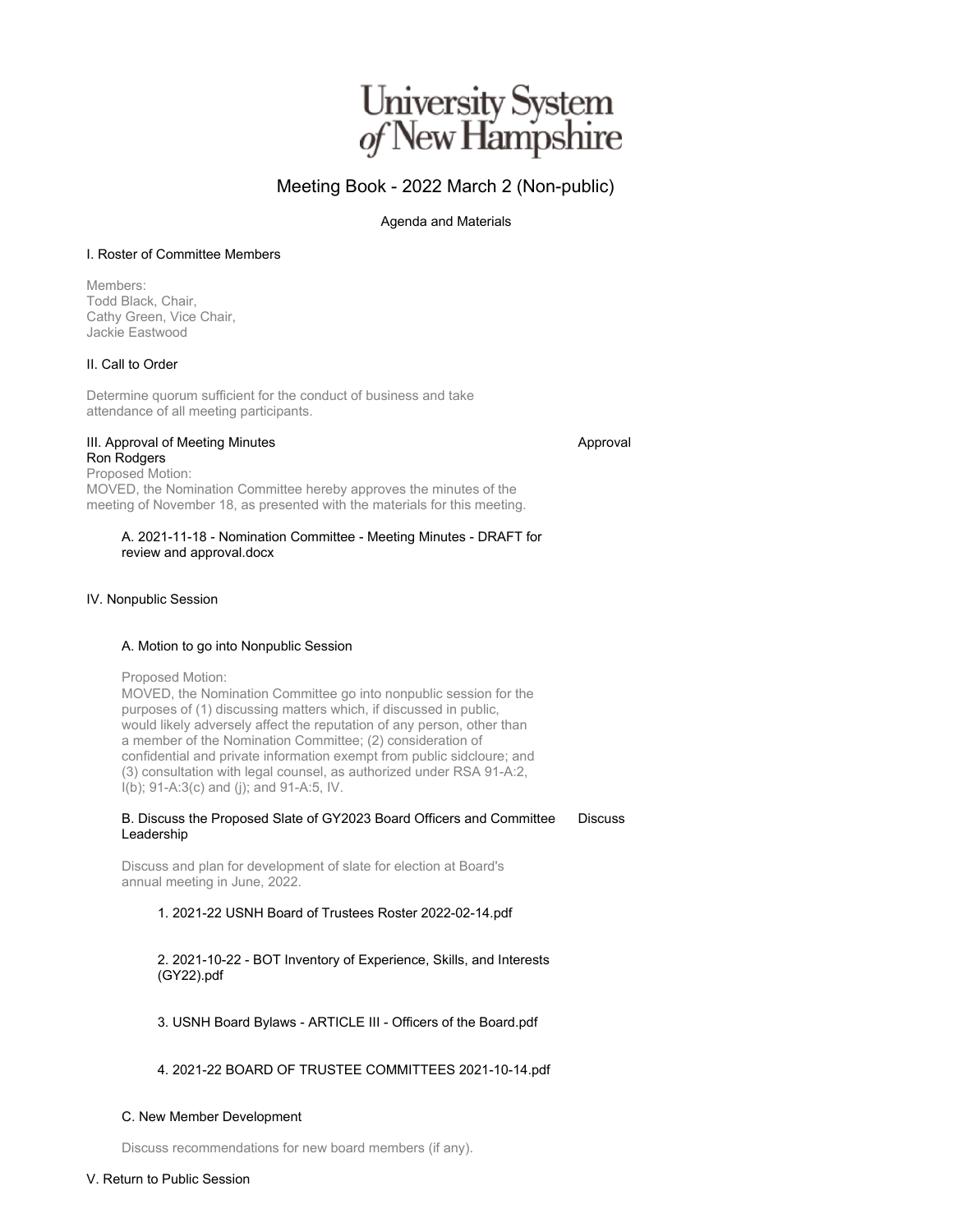# University System of New Hampshire

## Meeting Book - 2022 March 2 (Non-public)

Agenda and Materials

### I. Roster of Committee Members

Members:
Todd Black, Chair,
Cathy Green, Vice Chair,
Jackie Eastwood

### II. Call to Order

Determine quorum sufficient for the conduct of business and take attendance of all meeting participants.

### III. Approval of Meeting Minutes — Approval

Ron Rodgers

Proposed Motion:
MOVED, the Nomination Committee hereby approves the minutes of the meeting of November 18, as presented with the materials for this meeting.

A. 2021-11-18 - Nomination Committee - Meeting Minutes - DRAFT for review and approval.docx

### IV. Nonpublic Session

A. Motion to go into Nonpublic Session

Proposed Motion:
MOVED, the Nomination Committee go into nonpublic session for the purposes of (1) discussing matters which, if discussed in public, would likely adversely affect the reputation of any person, other than a member of the Nomination Committee; (2) consideration of confidential and private information exempt from public sidcloure; and (3) consultation with legal counsel, as authorized under RSA 91-A:2, I(b); 91-A:3(c) and (j); and 91-A:5, IV.

B. Discuss the Proposed Slate of GY2023 Board Officers and Committee Leadership — Discuss

Discuss and plan for development of slate for election at Board's annual meeting in June, 2022.

1. 2021-22 USNH Board of Trustees Roster 2022-02-14.pdf

2. 2021-10-22 - BOT Inventory of Experience, Skills, and Interests (GY22).pdf

3. USNH Board Bylaws - ARTICLE III - Officers of the Board.pdf

4. 2021-22 BOARD OF TRUSTEE COMMITTEES 2021-10-14.pdf

C. New Member Development

Discuss recommendations for new board members (if any).

### V. Return to Public Session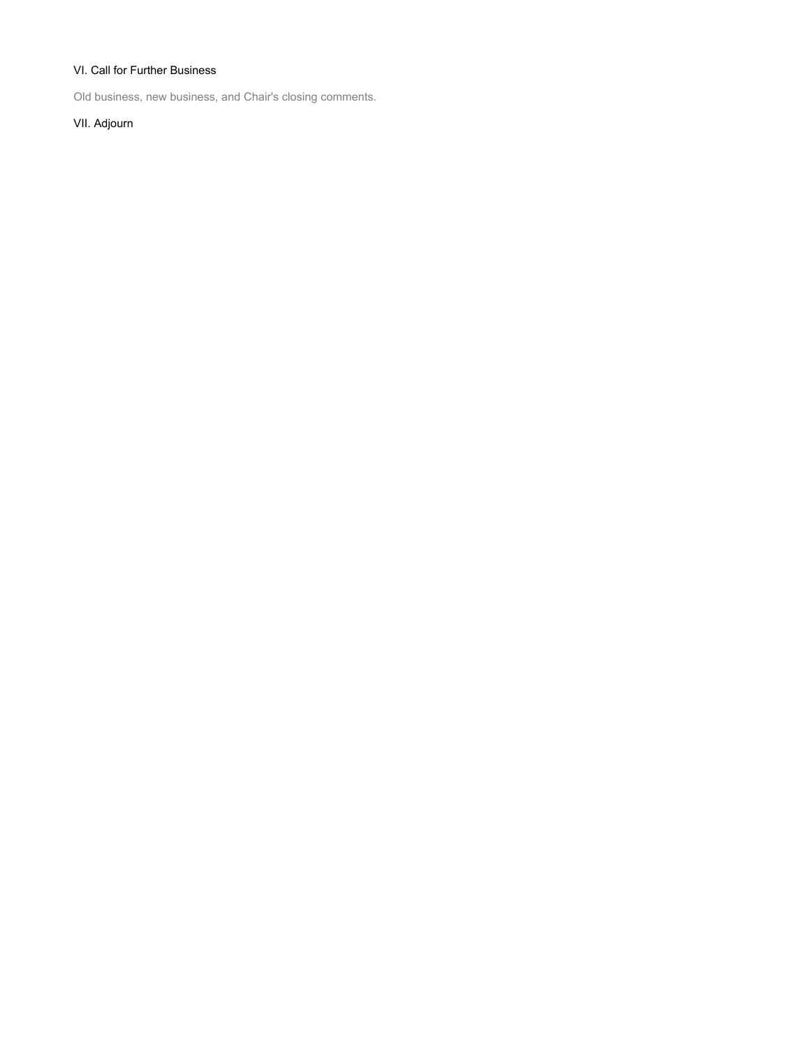VI. Call for Further Business

Old business, new business, and Chair's closing comments.

VII. Adjourn